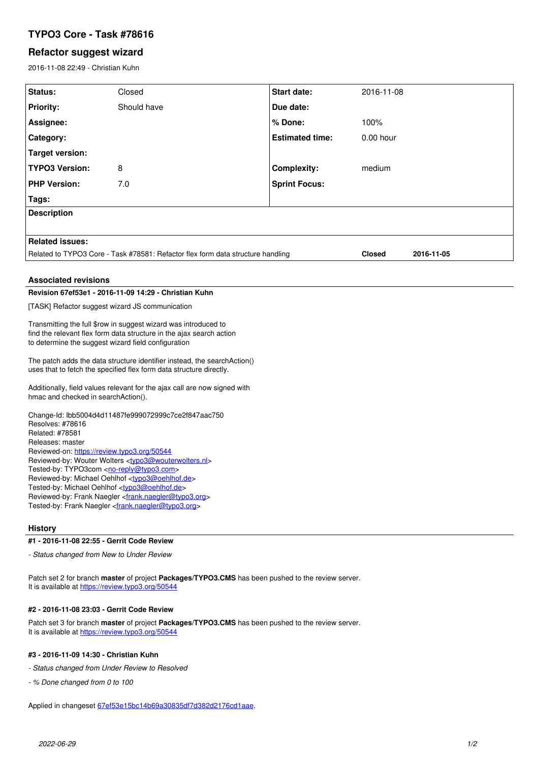# TYPO3 Core - Task #78616

## Refactor suggest wizard

2016-11-08 22:49 - Christian Kuhn

| Status: | Closed | Start date: | 2016-11-08 |
|---|---|---|---|
| Priority: | Should have | Due date: | |
| Assignee: | | % Done: | 100% |
| Category: | | Estimated time: | 0.00 hour |
| Target version: | | | |
| TYPO3 Version: | 8 | Complexity: | medium |
| PHP Version: | 7.0 | Sprint Focus: | |
| Tags: | | | |

**Description**

**Related issues:**

| | | |
|---|---|---|
| Related to TYPO3 Core - Task #78581: Refactor flex form data structure handling | **Closed** | **2016-11-05** |

### Associated revisions

**Revision 67ef53e1 - 2016-11-09 14:29 - Christian Kuhn**

[TASK] Refactor suggest wizard JS communication

Transmitting the full $row in suggest wizard was introduced to
find the relevant flex form data structure in the ajax search action
to determine the suggest wizard field configuration

The patch adds the data structure identifier instead, the searchAction()
uses that to fetch the specified flex form data structure directly.

Additionally, field values relevant for the ajax call are now signed with
hmac and checked in searchAction().

Change-Id: Ibb5004d4d11487fe999072999c7ce2f847aac750
Resolves: #78616
Related: #78581
Releases: master
Reviewed-on: https://review.typo3.org/50544
Reviewed-by: Wouter Wolters <typo3@wouterwolters.nl>
Tested-by: TYPO3com <no-reply@typo3.com>
Reviewed-by: Michael Oehlhof <typo3@oehlhof.de>
Tested-by: Michael Oehlhof <typo3@oehlhof.de>
Reviewed-by: Frank Naegler <frank.naegler@typo3.org>
Tested-by: Frank Naegler <frank.naegler@typo3.org>

### History

**#1 - 2016-11-08 22:55 - Gerrit Code Review**

*- Status changed from New to Under Review*

Patch set 2 for branch **master** of project **Packages/TYPO3.CMS** has been pushed to the review server.
It is available at https://review.typo3.org/50544

**#2 - 2016-11-08 23:03 - Gerrit Code Review**

Patch set 3 for branch **master** of project **Packages/TYPO3.CMS** has been pushed to the review server.
It is available at https://review.typo3.org/50544

**#3 - 2016-11-09 14:30 - Christian Kuhn**

*- Status changed from Under Review to Resolved*

*- % Done changed from 0 to 100*

Applied in changeset 67ef53e15bc14b69a30835df7d382d2176cd1aae.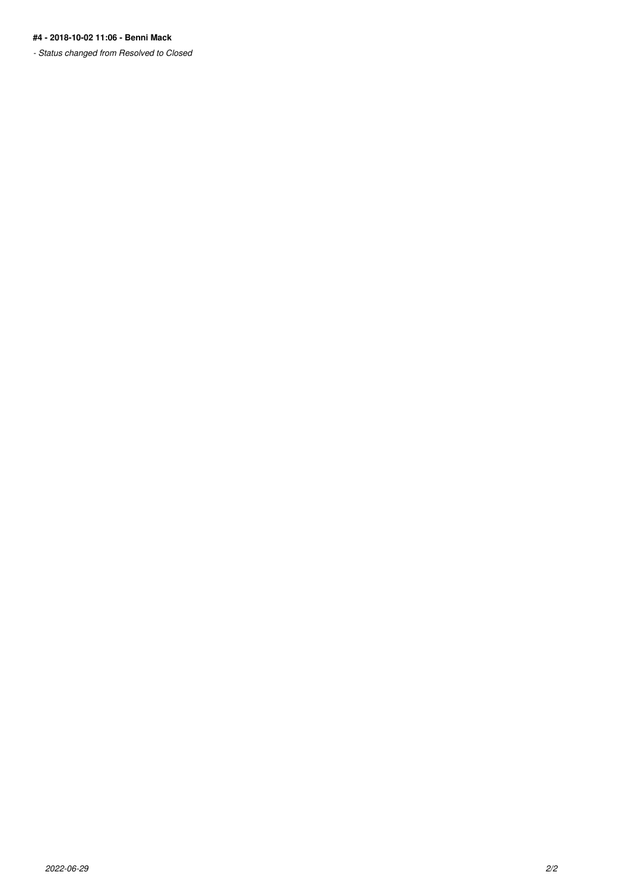**#4 - 2018-10-02 11:06 - Benni Mack**

*- Status changed from Resolved to Closed*